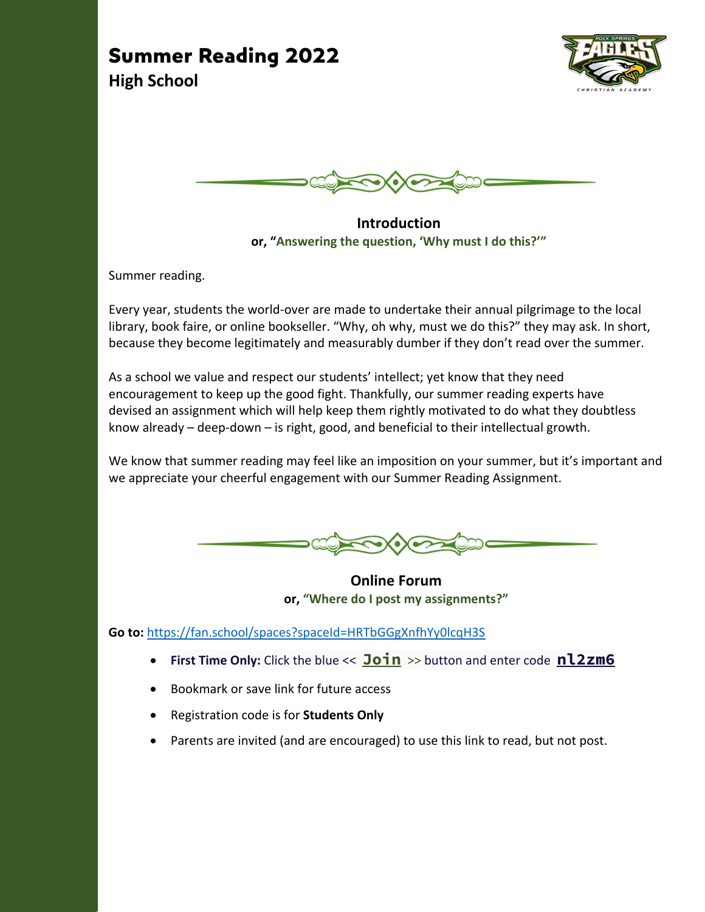# Summer Reading 2022

## High School

### Introduction

**or, "Answering the question, 'Why must I do this?'"**

Summer reading.

Every year, students the world-over are made to undertake their annual pilgrimage to the local library, book faire, or online bookseller. "Why, oh why, must we do this?" they may ask. In short, because they become legitimately and measurably dumber if they don't read over the summer.

As a school we value and respect our students' intellect; yet know that they need encouragement to keep up the good fight. Thankfully, our summer reading experts have devised an assignment which will help keep them rightly motivated to do what they doubtless know already – deep-down – is right, good, and beneficial to their intellectual growth.

We know that summer reading may feel like an imposition on your summer, but it's important and we appreciate your cheerful engagement with our Summer Reading Assignment.

### Online Forum

**or, "Where do I post my assignments?"**

**Go to:** https://fan.school/spaces?spaceId=HRTbGGgXnfhYy0lcqH3S

- **First Time Only:** Click the blue << `Join` >> button and enter code `nl2zm6`
- Bookmark or save link for future access
- Registration code is for **Students Only**
- Parents are invited (and are encouraged) to use this link to read, but not post.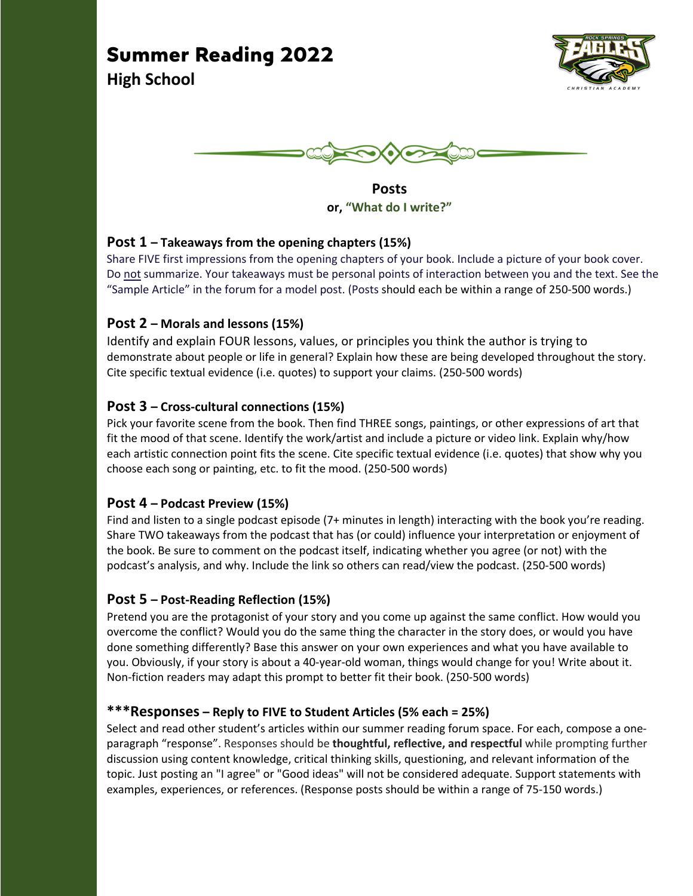# Summer Reading 2022

**High School**

**Posts**

**or, "What do I write?"**

## Post 1 – Takeaways from the opening chapters (15%)

Share FIVE first impressions from the opening chapters of your book. Include a picture of your book cover. Do not summarize. Your takeaways must be personal points of interaction between you and the text. See the "Sample Article" in the forum for a model post. (Posts should each be within a range of 250-500 words.)

## Post 2 – Morals and lessons (15%)

Identify and explain FOUR lessons, values, or principles you think the author is trying to demonstrate about people or life in general? Explain how these are being developed throughout the story. Cite specific textual evidence (i.e. quotes) to support your claims. (250-500 words)

## Post 3 – Cross-cultural connections (15%)

Pick your favorite scene from the book. Then find THREE songs, paintings, or other expressions of art that fit the mood of that scene. Identify the work/artist and include a picture or video link. Explain why/how each artistic connection point fits the scene. Cite specific textual evidence (i.e. quotes) that show why you choose each song or painting, etc. to fit the mood. (250-500 words)

## Post 4 – Podcast Preview (15%)

Find and listen to a single podcast episode (7+ minutes in length) interacting with the book you're reading. Share TWO takeaways from the podcast that has (or could) influence your interpretation or enjoyment of the book. Be sure to comment on the podcast itself, indicating whether you agree (or not) with the podcast's analysis, and why. Include the link so others can read/view the podcast. (250-500 words)

## Post 5 – Post-Reading Reflection (15%)

Pretend you are the protagonist of your story and you come up against the same conflict. How would you overcome the conflict? Would you do the same thing the character in the story does, or would you have done something differently? Base this answer on your own experiences and what you have available to you. Obviously, if your story is about a 40-year-old woman, things would change for you! Write about it. Non-fiction readers may adapt this prompt to better fit their book. (250-500 words)

## ***Responses – Reply to FIVE to Student Articles (5% each = 25%)

Select and read other student's articles within our summer reading forum space. For each, compose a one-paragraph "response". Responses should be **thoughtful, reflective, and respectful** while prompting further discussion using content knowledge, critical thinking skills, questioning, and relevant information of the topic. Just posting an "I agree" or "Good ideas" will not be considered adequate. Support statements with examples, experiences, or references. (Response posts should be within a range of 75-150 words.)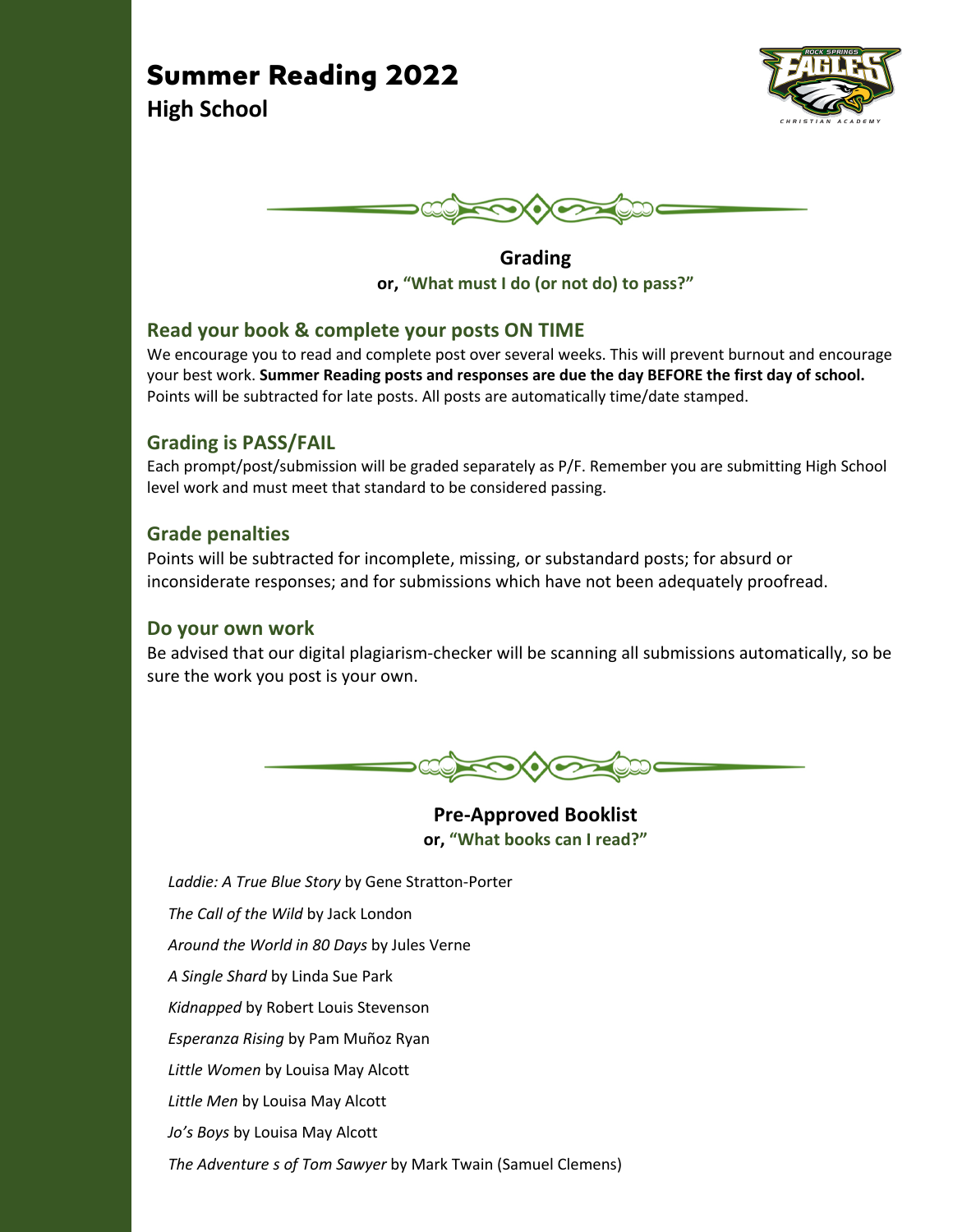# Summer Reading 2022

## High School

### Grading

**or, "What must I do (or not do) to pass?"**

#### Read your book & complete your posts ON TIME

We encourage you to read and complete post over several weeks. This will prevent burnout and encourage your best work. **Summer Reading posts and responses are due the day BEFORE the first day of school.** Points will be subtracted for late posts. All posts are automatically time/date stamped.

#### Grading is PASS/FAIL

Each prompt/post/submission will be graded separately as P/F. Remember you are submitting High School level work and must meet that standard to be considered passing.

#### Grade penalties

Points will be subtracted for incomplete, missing, or substandard posts; for absurd or inconsiderate responses; and for submissions which have not been adequately proofread.

#### Do your own work

Be advised that our digital plagiarism-checker will be scanning all submissions automatically, so be sure the work you post is your own.

### Pre-Approved Booklist

**or, "What books can I read?"**

*Laddie: A True Blue Story* by Gene Stratton-Porter

*The Call of the Wild* by Jack London

*Around the World in 80 Days* by Jules Verne

*A Single Shard* by Linda Sue Park

*Kidnapped* by Robert Louis Stevenson

*Esperanza Rising* by Pam Muñoz Ryan

*Little Women* by Louisa May Alcott

*Little Men* by Louisa May Alcott

*Jo's Boys* by Louisa May Alcott

*The Adventure s of Tom Sawyer* by Mark Twain (Samuel Clemens)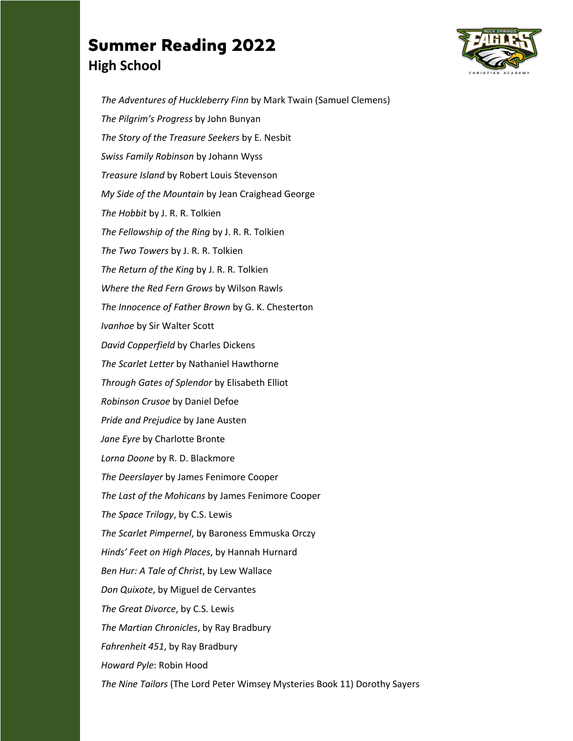# Summer Reading 2022

## High School

*The Adventures of Huckleberry Finn* by Mark Twain (Samuel Clemens)

*The Pilgrim's Progress* by John Bunyan

*The Story of the Treasure Seekers* by E. Nesbit

*Swiss Family Robinson* by Johann Wyss

*Treasure Island* by Robert Louis Stevenson

*My Side of the Mountain* by Jean Craighead George

*The Hobbit* by J. R. R. Tolkien

*The Fellowship of the Ring* by J. R. R. Tolkien

*The Two Towers* by J. R. R. Tolkien

*The Return of the King* by J. R. R. Tolkien

*Where the Red Fern Grows* by Wilson Rawls

*The Innocence of Father Brown* by G. K. Chesterton

*Ivanhoe* by Sir Walter Scott

*David Copperfield* by Charles Dickens

*The Scarlet Letter* by Nathaniel Hawthorne

*Through Gates of Splendor* by Elisabeth Elliot

*Robinson Crusoe* by Daniel Defoe

*Pride and Prejudice* by Jane Austen

*Jane Eyre* by Charlotte Bronte

*Lorna Doone* by R. D. Blackmore

*The Deerslayer* by James Fenimore Cooper

*The Last of the Mohicans* by James Fenimore Cooper

*The Space Trilogy*, by C.S. Lewis

*The Scarlet Pimpernel*, by Baroness Emmuska Orczy

*Hinds' Feet on High Places*, by Hannah Hurnard

*Ben Hur: A Tale of Christ*, by Lew Wallace

*Don Quixote*, by Miguel de Cervantes

*The Great Divorce*, by C.S. Lewis

*The Martian Chronicles*, by Ray Bradbury

*Fahrenheit 451*, by Ray Bradbury

*Howard Pyle*: Robin Hood

*The Nine Tailors* (The Lord Peter Wimsey Mysteries Book 11) Dorothy Sayers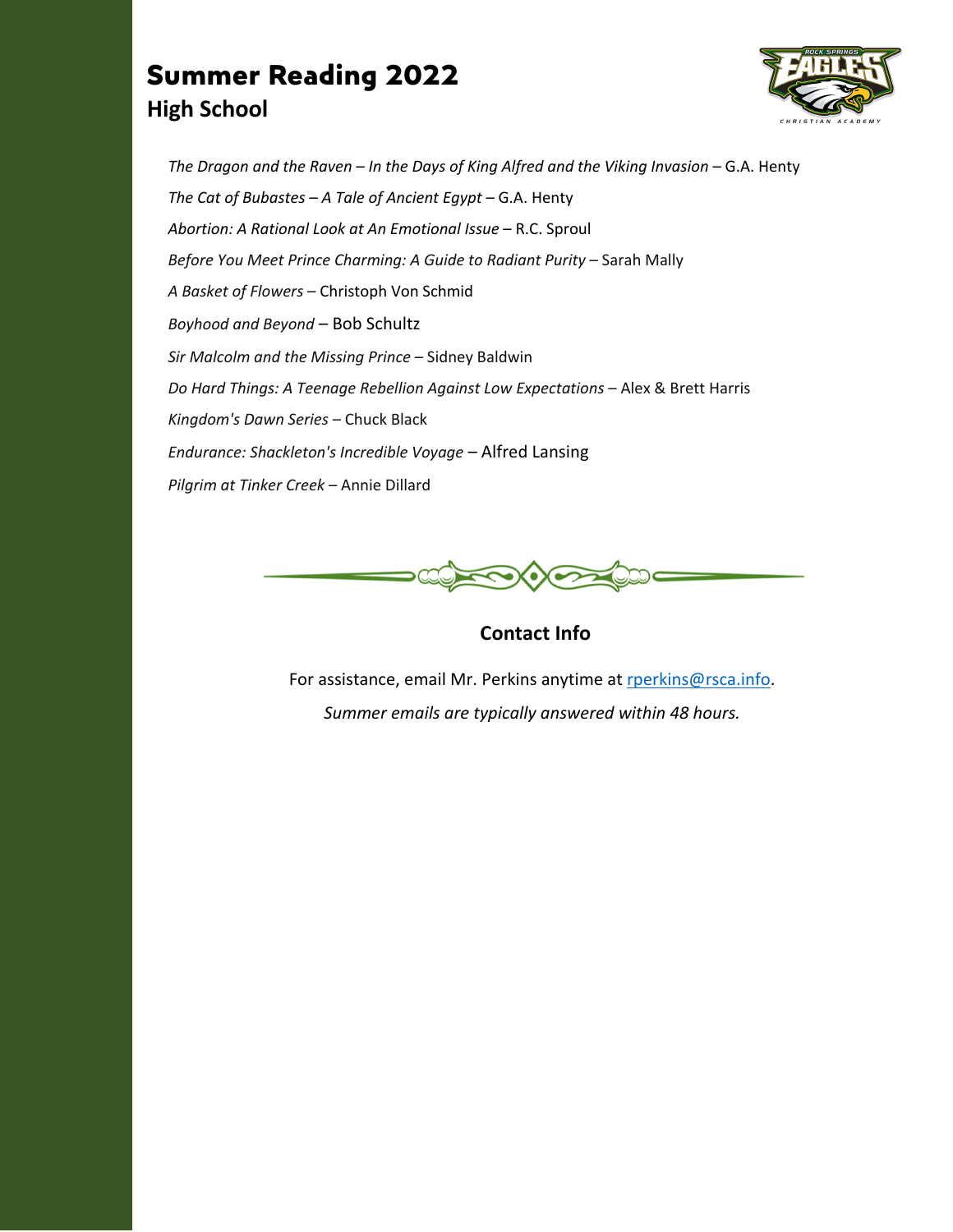# Summer Reading 2022

## High School

*The Dragon and the Raven – In the Days of King Alfred and the Viking Invasion* – G.A. Henty

*The Cat of Bubastes – A Tale of Ancient Egypt* – G.A. Henty

*Abortion: A Rational Look at An Emotional Issue* – R.C. Sproul

*Before You Meet Prince Charming: A Guide to Radiant Purity* – Sarah Mally

*A Basket of Flowers* – Christoph Von Schmid

*Boyhood and Beyond* – Bob Schultz

*Sir Malcolm and the Missing Prince* – Sidney Baldwin

*Do Hard Things: A Teenage Rebellion Against Low Expectations* – Alex & Brett Harris

*Kingdom's Dawn Series* – Chuck Black

*Endurance: Shackleton's Incredible Voyage* – Alfred Lansing

*Pilgrim at Tinker Creek* – Annie Dillard

**Contact Info**

For assistance, email Mr. Perkins anytime at rperkins@rsca.info.

*Summer emails are typically answered within 48 hours.*